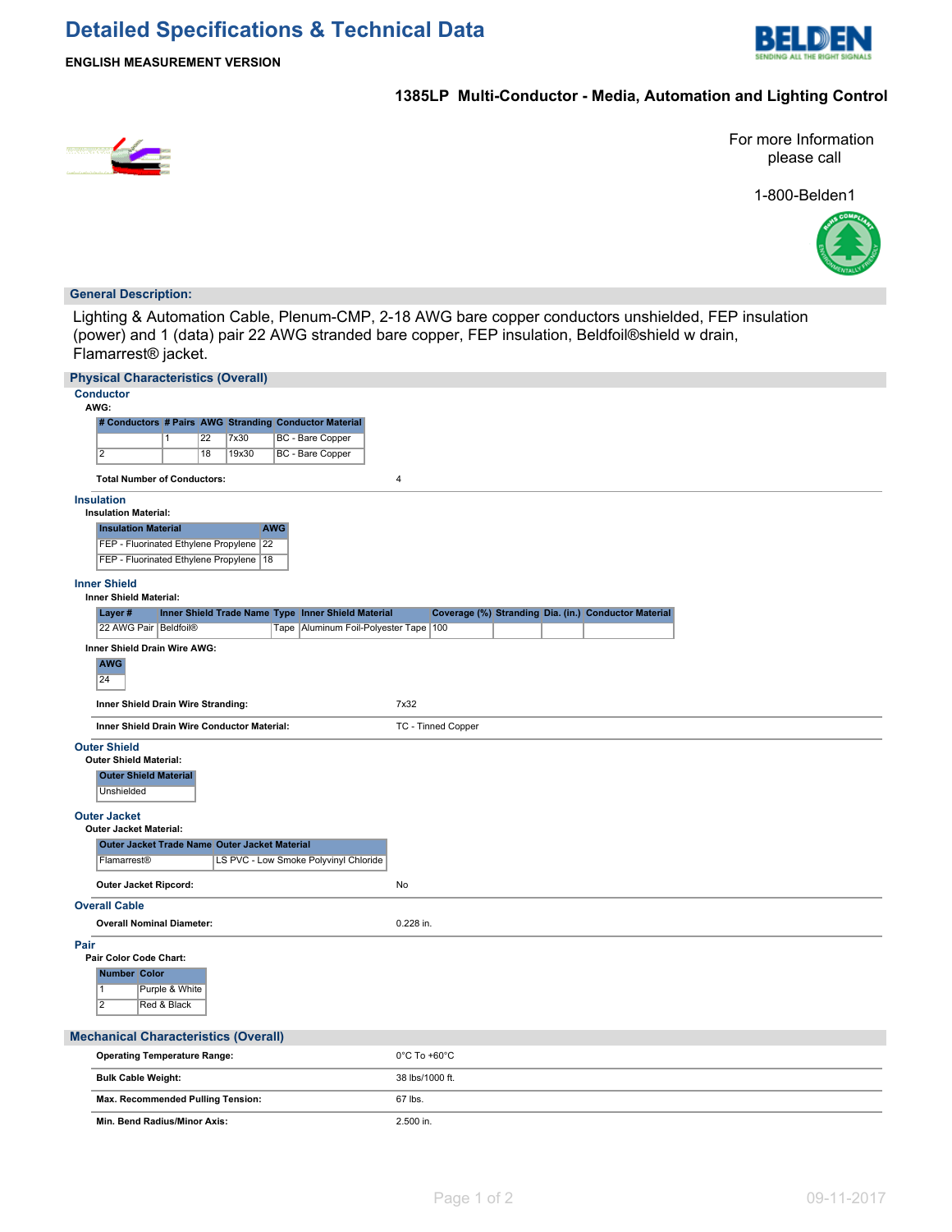# Detailed Specifications & Technical Data

**ENGLISH MEASUREMENT VERSION**

## 1385LP Multi-Conductor - Media, Automation and Lighting Control

For more Information please call

1-800-Belden1

## General Description:

Lighting & Automation Cable, Plenum-CMP, 2-18 AWG bare copper conductors unshielded, FEP insulation (power) and 1 (data) pair 22 AWG stranded bare copper, FEP insulation, Beldfoil®shield w drain, Flamarrest® jacket.

## Physical Characteristics (Overall)

### Conductor

**AWG:**

| # Conductors | # Pairs | AWG | Stranding | Conductor Material |
|---|---|---|---|---|
| | 1 | 22 | 7x30 | BC - Bare Copper |
| 2 | | 18 | 19x30 | BC - Bare Copper |

**Total Number of Conductors:** 4

### Insulation

**Insulation Material:**

| Insulation Material | AWG |
|---|---|
| FEP - Fluorinated Ethylene Propylene | 22 |
| FEP - Fluorinated Ethylene Propylene | 18 |

### Inner Shield

**Inner Shield Material:**

| Layer # | Inner Shield Trade Name | Type | Inner Shield Material | Coverage (%) | Stranding | Dia. (in.) | Conductor Material |
|---|---|---|---|---|---|---|---|
| 22 AWG Pair | Beldfoil® | Tape | Aluminum Foil-Polyester Tape | 100 | | | |

**Inner Shield Drain Wire AWG:**

| AWG |
|---|
| 24 |

**Inner Shield Drain Wire Stranding:** 7x32

**Inner Shield Drain Wire Conductor Material:** TC - Tinned Copper

### Outer Shield

**Outer Shield Material:**

| Outer Shield Material |
|---|
| Unshielded |

### Outer Jacket

**Outer Jacket Material:**

| Outer Jacket Trade Name | Outer Jacket Material |
|---|---|
| Flamarrest® | LS PVC - Low Smoke Polyvinyl Chloride |

**Outer Jacket Ripcord:** No

### Overall Cable

**Overall Nominal Diameter:** 0.228 in.

### Pair

**Pair Color Code Chart:**

| Number | Color |
|---|---|
| 1 | Purple & White |
| 2 | Red & Black |

## Mechanical Characteristics (Overall)

| | |
|---|---|
| **Operating Temperature Range:** | 0°C To +60°C |
| **Bulk Cable Weight:** | 38 lbs/1000 ft. |
| **Max. Recommended Pulling Tension:** | 67 lbs. |
| **Min. Bend Radius/Minor Axis:** | 2.500 in. |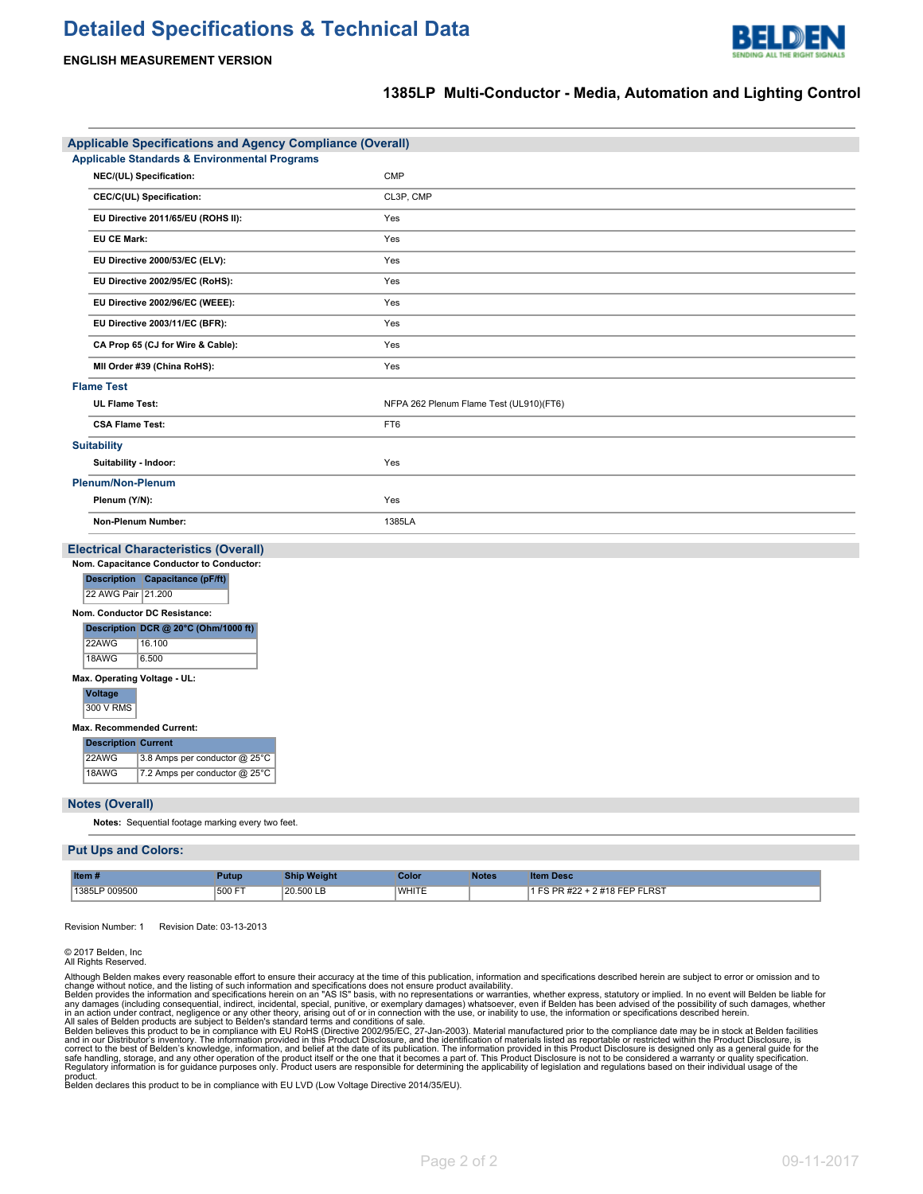# Detailed Specifications & Technical Data

**ENGLISH MEASUREMENT VERSION**

## 1385LP Multi-Conductor - Media, Automation and Lighting Control

## Applicable Specifications and Agency Compliance (Overall)

### Applicable Standards & Environmental Programs

| | |
|---|---|
| **NEC/(UL) Specification:** | CMP |
| **CEC/C(UL) Specification:** | CL3P, CMP |
| **EU Directive 2011/65/EU (ROHS II):** | Yes |
| **EU CE Mark:** | Yes |
| **EU Directive 2000/53/EC (ELV):** | Yes |
| **EU Directive 2002/95/EC (RoHS):** | Yes |
| **EU Directive 2002/96/EC (WEEE):** | Yes |
| **EU Directive 2003/11/EC (BFR):** | Yes |
| **CA Prop 65 (CJ for Wire & Cable):** | Yes |
| **MII Order #39 (China RoHS):** | Yes |

### Flame Test

| | |
|---|---|
| **UL Flame Test:** | NFPA 262 Plenum Flame Test (UL910)(FT6) |
| **CSA Flame Test:** | FT6 |

### Suitability

| | |
|---|---|
| **Suitability - Indoor:** | Yes |

### Plenum/Non-Plenum

| | |
|---|---|
| **Plenum (Y/N):** | Yes |
| **Non-Plenum Number:** | 1385LA |

## Electrical Characteristics (Overall)

**Nom. Capacitance Conductor to Conductor:**

| Description | Capacitance (pF/ft) |
|---|---|
| 22 AWG Pair | 21.200 |

**Nom. Conductor DC Resistance:**

| Description | DCR @ 20°C (Ohm/1000 ft) |
|---|---|
| 22AWG | 16.100 |
| 18AWG | 6.500 |

**Max. Operating Voltage - UL:**

| Voltage |
|---|
| 300 V RMS |

**Max. Recommended Current:**

| Description | Current |
|---|---|
| 22AWG | 3.8 Amps per conductor @ 25°C |
| 18AWG | 7.2 Amps per conductor @ 25°C |

## Notes (Overall)

**Notes:** Sequential footage marking every two feet.

## Put Ups and Colors:

| Item # | Putup | Ship Weight | Color | Notes | Item Desc |
|---|---|---|---|---|---|
| 1385LP 009500 | 500 FT | 20.500 LB | WHITE | | 1 FS PR #22 + 2 #18 FEP FLRST |

Revision Number: 1 Revision Date: 03-13-2013

© 2017 Belden, Inc
All Rights Reserved.

Although Belden makes every reasonable effort to ensure their accuracy at the time of this publication, information and specifications described herein are subject to error or omission and to change without notice, and the listing of such information and specifications does not ensure product availability.
Belden provides the information and specifications herein on an "AS IS" basis, with no representations or warranties, whether express, statutory or implied. In no event will Belden be liable for any damages (including consequential, indirect, incidental, special, punitive, or exemplary damages) whatsoever, even if Belden has been advised of the possibility of such damages, whether in an action under contract, negligence or any other theory, arising out of or in connection with the use, or inability to use, the information or specifications described herein.
All sales of Belden products are subject to Belden's standard terms and conditions of sale.
Belden believes this product to be in compliance with EU RoHS (Directive 2002/95/EC, 27-Jan-2003). Material manufactured prior to the compliance date may be in stock at Belden facilities and in our Distributor's inventory. The information provided in this Product Disclosure, and the identification of materials listed as reportable or restricted within the Product Disclosure, is correct to the best of Belden's knowledge, information, and belief at the date of its publication. The information provided in this Product Disclosure is designed only as a general guide for the safe handling, storage, and any other operation of the product itself or the one that it becomes a part of. This Product Disclosure is not to be considered a warranty or quality specification. Regulatory information is for guidance purposes only. Product users are responsible for determining the applicability of legislation and regulations based on their individual usage of the product.
Belden declares this product to be in compliance with EU LVD (Low Voltage Directive 2014/35/EU).